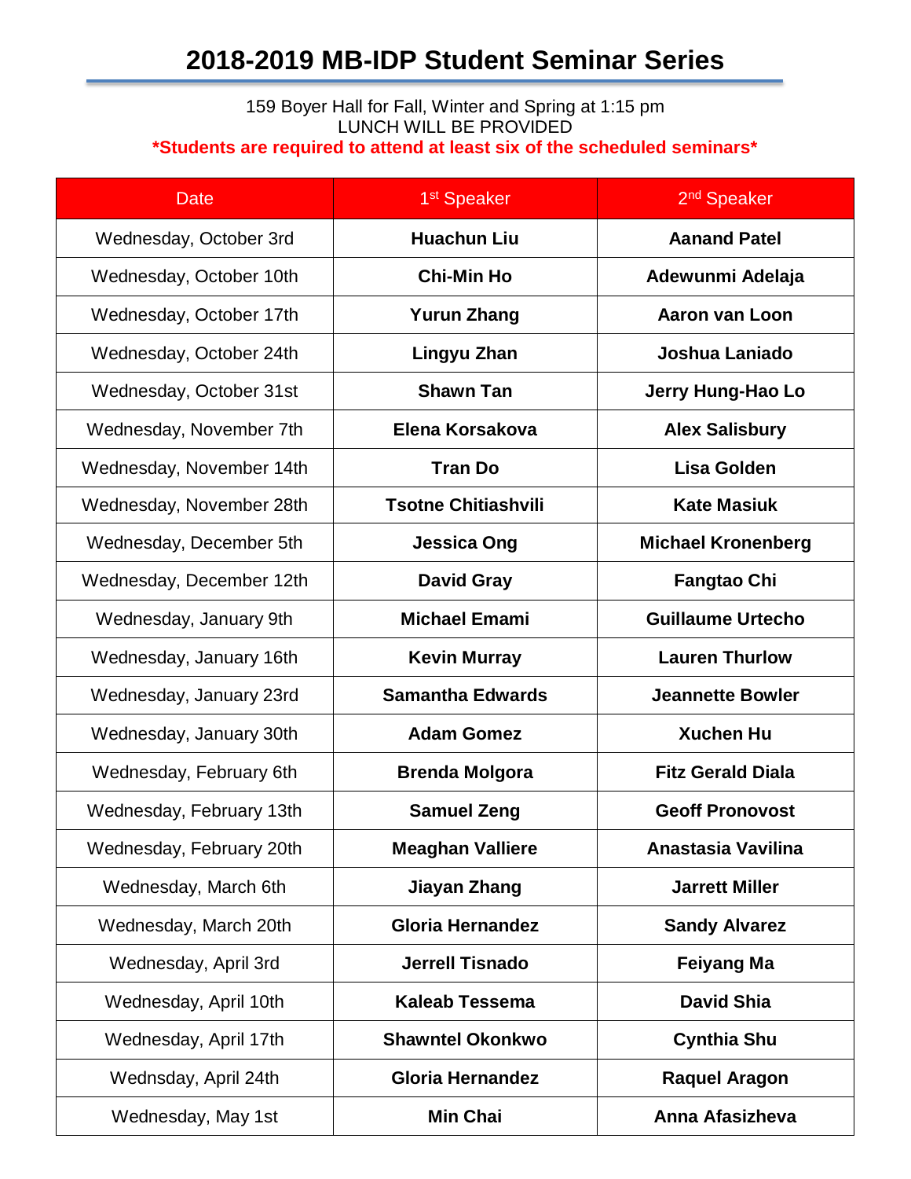# 2018-2019 MB-IDP Student Seminar Series

159 Boyer Hall for Fall, Winter and Spring at 1:15 pm
LUNCH WILL BE PROVIDED
**\*Students are required to attend at least six of the scheduled seminars\***

| Date | 1st Speaker | 2nd Speaker |
|---|---|---|
| Wednesday, October 3rd | **Huachun Liu** | **Aanand Patel** |
| Wednesday, October 10th | **Chi-Min Ho** | **Adewunmi Adelaja** |
| Wednesday, October 17th | **Yurun Zhang** | **Aaron van Loon** |
| Wednesday, October 24th | **Lingyu Zhan** | **Joshua Laniado** |
| Wednesday, October 31st | **Shawn Tan** | **Jerry Hung-Hao Lo** |
| Wednesday, November 7th | **Elena Korsakova** | **Alex Salisbury** |
| Wednesday, November 14th | **Tran Do** | **Lisa Golden** |
| Wednesday, November 28th | **Tsotne Chitiashvili** | **Kate Masiuk** |
| Wednesday, December 5th | **Jessica Ong** | **Michael Kronenberg** |
| Wednesday, December 12th | **David Gray** | **Fangtao Chi** |
| Wednesday, January 9th | **Michael Emami** | **Guillaume Urtecho** |
| Wednesday, January 16th | **Kevin Murray** | **Lauren Thurlow** |
| Wednesday, January 23rd | **Samantha Edwards** | **Jeannette Bowler** |
| Wednesday, January 30th | **Adam Gomez** | **Xuchen Hu** |
| Wednesday, February 6th | **Brenda Molgora** | **Fitz Gerald Diala** |
| Wednesday, February 13th | **Samuel Zeng** | **Geoff Pronovost** |
| Wednesday, February 20th | **Meaghan Valliere** | **Anastasia Vavilina** |
| Wednesday, March 6th | **Jiayan Zhang** | **Jarrett Miller** |
| Wednesday, March 20th | **Gloria Hernandez** | **Sandy Alvarez** |
| Wednesday, April 3rd | **Jerrell Tisnado** | **Feiyang Ma** |
| Wednesday, April 10th | **Kaleab Tessema** | **David Shia** |
| Wednesday, April 17th | **Shawntel Okonkwo** | **Cynthia Shu** |
| Wednsday, April 24th | **Gloria Hernandez** | **Raquel Aragon** |
| Wednesday, May 1st | **Min Chai** | **Anna Afasizheva** |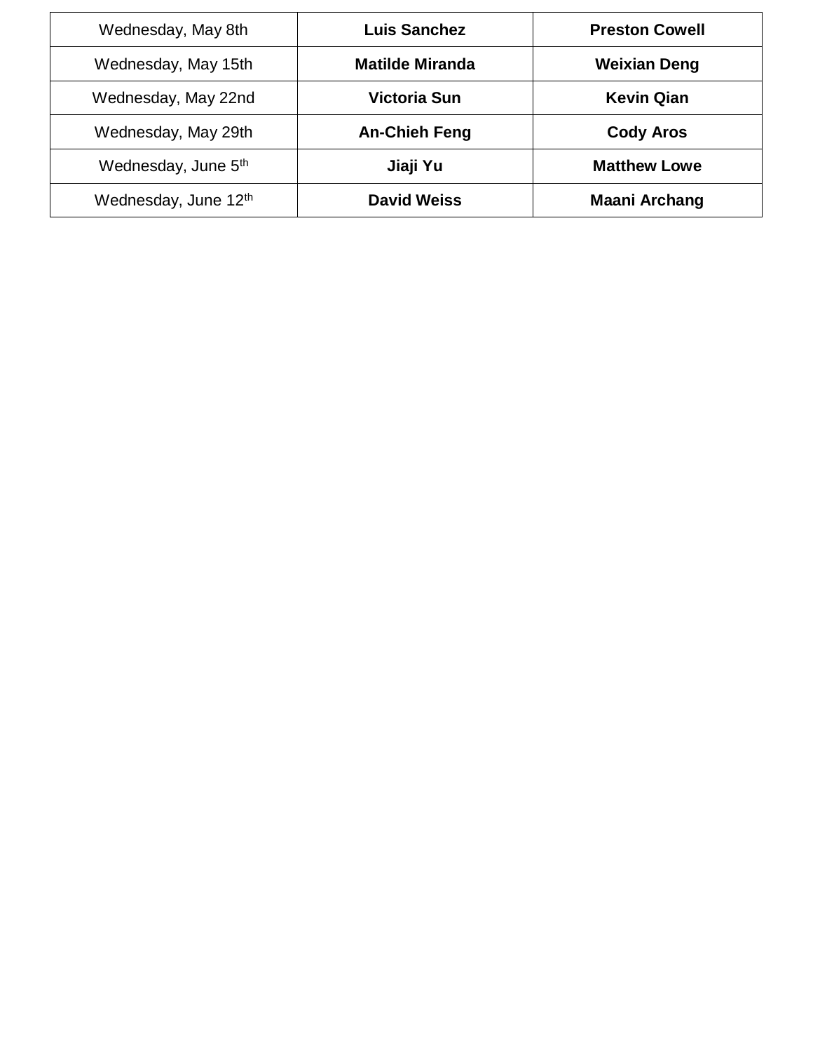| | | |
|---|---|---|
| Wednesday, May 8th | **Luis Sanchez** | **Preston Cowell** |
| Wednesday, May 15th | **Matilde Miranda** | **Weixian Deng** |
| Wednesday, May 22nd | **Victoria Sun** | **Kevin Qian** |
| Wednesday, May 29th | **An-Chieh Feng** | **Cody Aros** |
| Wednesday, June 5th | **Jiaji Yu** | **Matthew Lowe** |
| Wednesday, June 12th | **David Weiss** | **Maani Archang** |